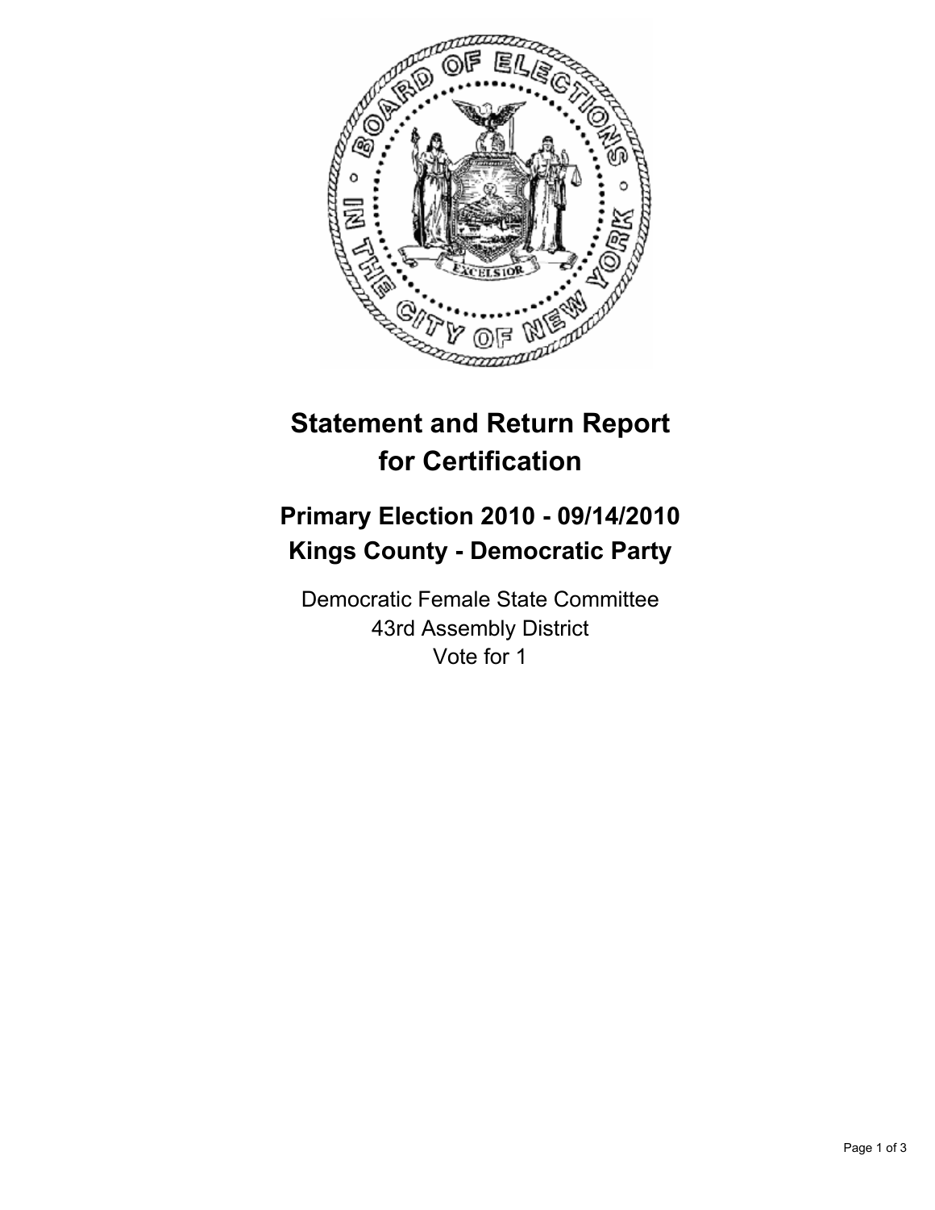# Statement and Return Report for Certification

## Primary Election 2010 - 09/14/2010
## Kings County - Democratic Party

Democratic Female State Committee
43rd Assembly District
Vote for 1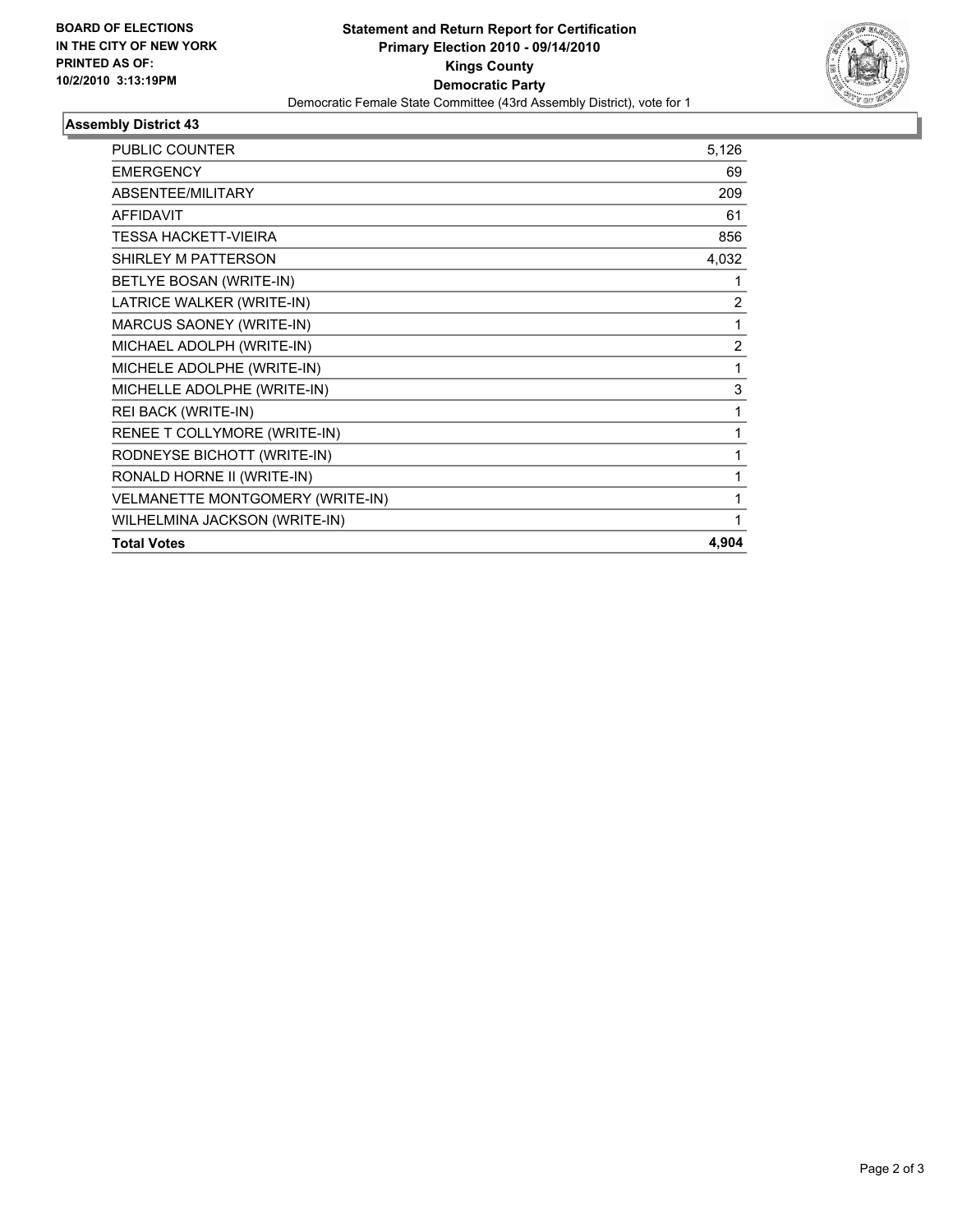**BOARD OF ELECTIONS IN THE CITY OF NEW YORK PRINTED AS OF: 10/2/2010 3:13:19PM**

# Statement and Return Report for Certification

## Primary Election 2010 - 09/14/2010

## Kings County

## Democratic Party

Democratic Female State Committee (43rd Assembly District), vote for 1

### Assembly District 43

| | |
|---|---|
| PUBLIC COUNTER | 5,126 |
| EMERGENCY | 69 |
| ABSENTEE/MILITARY | 209 |
| AFFIDAVIT | 61 |
| TESSA HACKETT-VIEIRA | 856 |
| SHIRLEY M PATTERSON | 4,032 |
| BETLYE BOSAN (WRITE-IN) | 1 |
| LATRICE WALKER (WRITE-IN) | 2 |
| MARCUS SAONEY (WRITE-IN) | 1 |
| MICHAEL ADOLPH (WRITE-IN) | 2 |
| MICHELE ADOLPHE (WRITE-IN) | 1 |
| MICHELLE ADOLPHE (WRITE-IN) | 3 |
| REI BACK (WRITE-IN) | 1 |
| RENEE T COLLYMORE (WRITE-IN) | 1 |
| RODNEYSE BICHOTT (WRITE-IN) | 1 |
| RONALD HORNE II (WRITE-IN) | 1 |
| VELMANETTE MONTGOMERY (WRITE-IN) | 1 |
| WILHELMINA JACKSON (WRITE-IN) | 1 |
| **Total Votes** | **4,904** |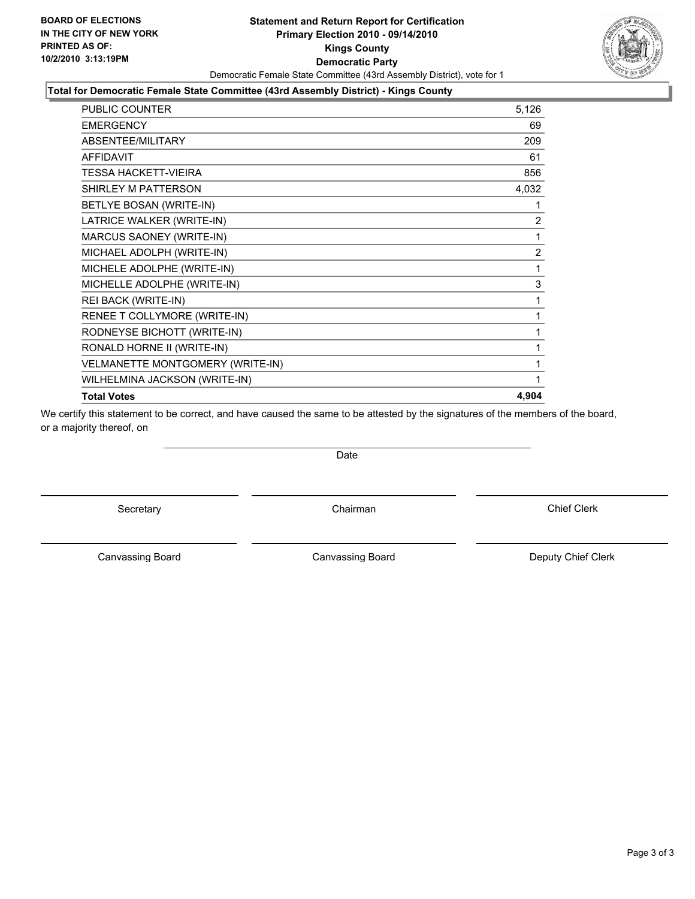**BOARD OF ELECTIONS IN THE CITY OF NEW YORK PRINTED AS OF: 10/2/2010 3:13:19PM**

**Statement and Return Report for Certification**
**Primary Election 2010 - 09/14/2010**
**Kings County**
**Democratic Party**
Democratic Female State Committee (43rd Assembly District), vote for 1

**Total for Democratic Female State Committee (43rd Assembly District) - Kings County**

| | |
|---|---|
| PUBLIC COUNTER | 5,126 |
| EMERGENCY | 69 |
| ABSENTEE/MILITARY | 209 |
| AFFIDAVIT | 61 |
| TESSA HACKETT-VIEIRA | 856 |
| SHIRLEY M PATTERSON | 4,032 |
| BETLYE BOSAN (WRITE-IN) | 1 |
| LATRICE WALKER (WRITE-IN) | 2 |
| MARCUS SAONEY (WRITE-IN) | 1 |
| MICHAEL ADOLPH (WRITE-IN) | 2 |
| MICHELE ADOLPHE (WRITE-IN) | 1 |
| MICHELLE ADOLPHE (WRITE-IN) | 3 |
| REI BACK (WRITE-IN) | 1 |
| RENEE T COLLYMORE (WRITE-IN) | 1 |
| RODNEYSE BICHOTT (WRITE-IN) | 1 |
| RONALD HORNE II (WRITE-IN) | 1 |
| VELMANETTE MONTGOMERY (WRITE-IN) | 1 |
| WILHELMINA JACKSON (WRITE-IN) | 1 |
| **Total Votes** | **4,904** |

We certify this statement to be correct, and have caused the same to be attested by the signatures of the members of the board, or a majority thereof, on

Date

Secretary

Chairman

Chief Clerk

Canvassing Board

Canvassing Board

Deputy Chief Clerk